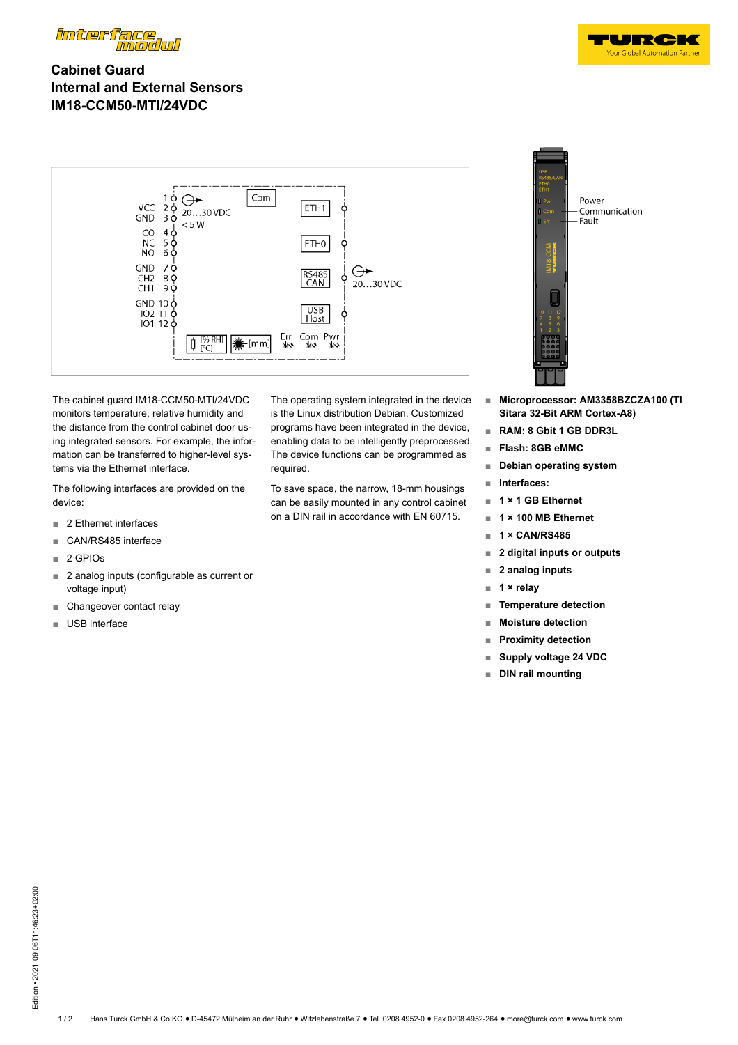# Cabinet Guard
# Internal and External Sensors
# IM18-CCM50-MTI/24VDC

The cabinet guard IM18-CCM50-MTI/24VDC monitors temperature, relative humidity and the distance from the control cabinet door using integrated sensors. For example, the information can be transferred to higher-level systems via the Ethernet interface.

The following interfaces are provided on the device:

- 2 Ethernet interfaces
- CAN/RS485 interface
- 2 GPIOs
- 2 analog inputs (configurable as current or voltage input)
- Changeover contact relay
- USB interface

The operating system integrated in the device is the Linux distribution Debian. Customized programs have been integrated in the device, enabling data to be intelligently preprocessed. The device functions can be programmed as required.

To save space, the narrow, 18-mm housings can be easily mounted in any control cabinet on a DIN rail in accordance with EN 60715.

- **Microprocessor: AM3358BZCZA100 (TI Sitara 32-Bit ARM Cortex-A8)**
- **RAM: 8 Gbit 1 GB DDR3L**
- **Flash: 8GB eMMC**
- **Debian operating system**
- **Interfaces:**
- **1 × 1 GB Ethernet**
- **1 × 100 MB Ethernet**
- **1 × CAN/RS485**
- **2 digital inputs or outputs**
- **2 analog inputs**
- **1 × relay**
- **Temperature detection**
- **Moisture detection**
- **Proximity detection**
- **Supply voltage 24 VDC**
- **DIN rail mounting**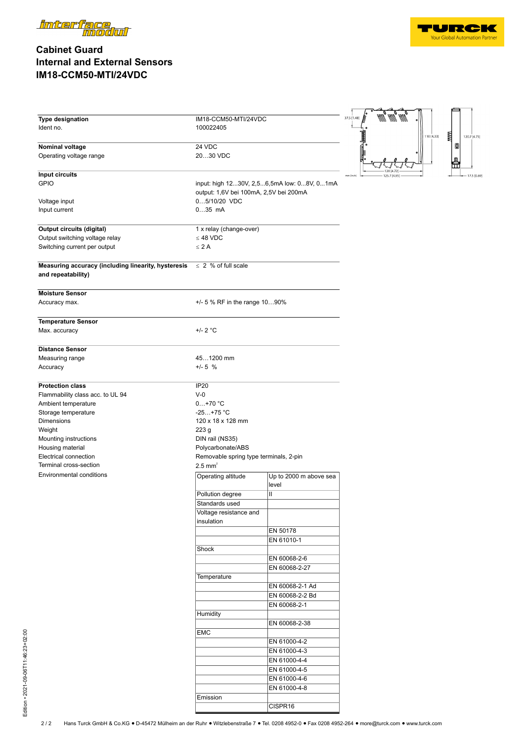# Cabinet Guard
# Internal and External Sensors
# IM18-CCM50-MTI/24VDC

| | |
|---|---|
| **Type designation** | IM18-CCM50-MTI/24VDC |
| Ident no. | 100022405 |
| **Nominal voltage** | 24 VDC |
| Operating voltage range | 20…30 VDC |
| **Input circuits** | |
| GPIO | input: high 12...30V, 2,5...6,5mA low: 0...8V, 0...1mA<br>output: 1,6V bei 100mA, 2,5V bei 200mA |
| Voltage input | 0…5/10/20 VDC |
| Input current | 0…35 mA |
| **Output circuits (digital)** | 1 x relay (change-over) |
| Output switching voltage relay | ≤ 48 VDC |
| Switching current per output | ≤ 2 A |
| **Measuring accuracy (including linearity, hysteresis and repeatability)** | ≤ 2 % of full scale |
| **Moisture Sensor** | |
| Accuracy max. | +/- 5 % RF in the range 10…90% |
| **Temperature Sensor** | |
| Max. accuracy | +/- 2 °C |
| **Distance Sensor** | |
| Measuring range | 45…1200 mm |
| Accuracy | +/- 5 % |
| **Protection class** | IP20 |
| Flammability class acc. to UL 94 | V-0 |
| Ambient temperature | 0…+70 °C |
| Storage temperature | -25…+75 °C |
| Dimensions | 120 x 18 x 128 mm |
| Weight | 223 g |
| Mounting instructions | DIN rail (NS35) |
| Housing material | Polycarbonate/ABS |
| Electrical connection | Removable spring type terminals, 2-pin |
| Terminal cross-section | 2.5 mm² |
| Environmental conditions | |

| | |
|---|---|
| Operating altitude | Up to 2000 m above sea level |
| Pollution degree | II |
| Standards used | |
| Voltage resistance and insulation | |
| | EN 50178 |
| | EN 61010-1 |
| Shock | |
| | EN 60068-2-6 |
| | EN 60068-2-27 |
| Temperature | |
| | EN 60068-2-1 Ad |
| | EN 60068-2-2 Bd |
| | EN 60068-2-1 |
| Humidity | |
| | EN 60068-2-38 |
| EMC | |
| | EN 61000-4-2 |
| | EN 61000-4-3 |
| | EN 61000-4-4 |
| | EN 61000-4-5 |
| | EN 61000-4-6 |
| | EN 61000-4-8 |
| Emission | |
| | CISPR16 |

37.5 [1.48]
110 [4.33]
120 [4.72]
125.7 [4.95]
120.7 [4.75]
17.5 [0.69]
mm [inch]

Edition • 2021-09-06T11:46:23+02:00

Hans Turck GmbH & Co.KG ● D-45472 Mülheim an der Ruhr ● Witzlebenstraße 7 ● Tel. 0208 4952-0 ● Fax 0208 4952-264 ● more@turck.com ● www.turck.com